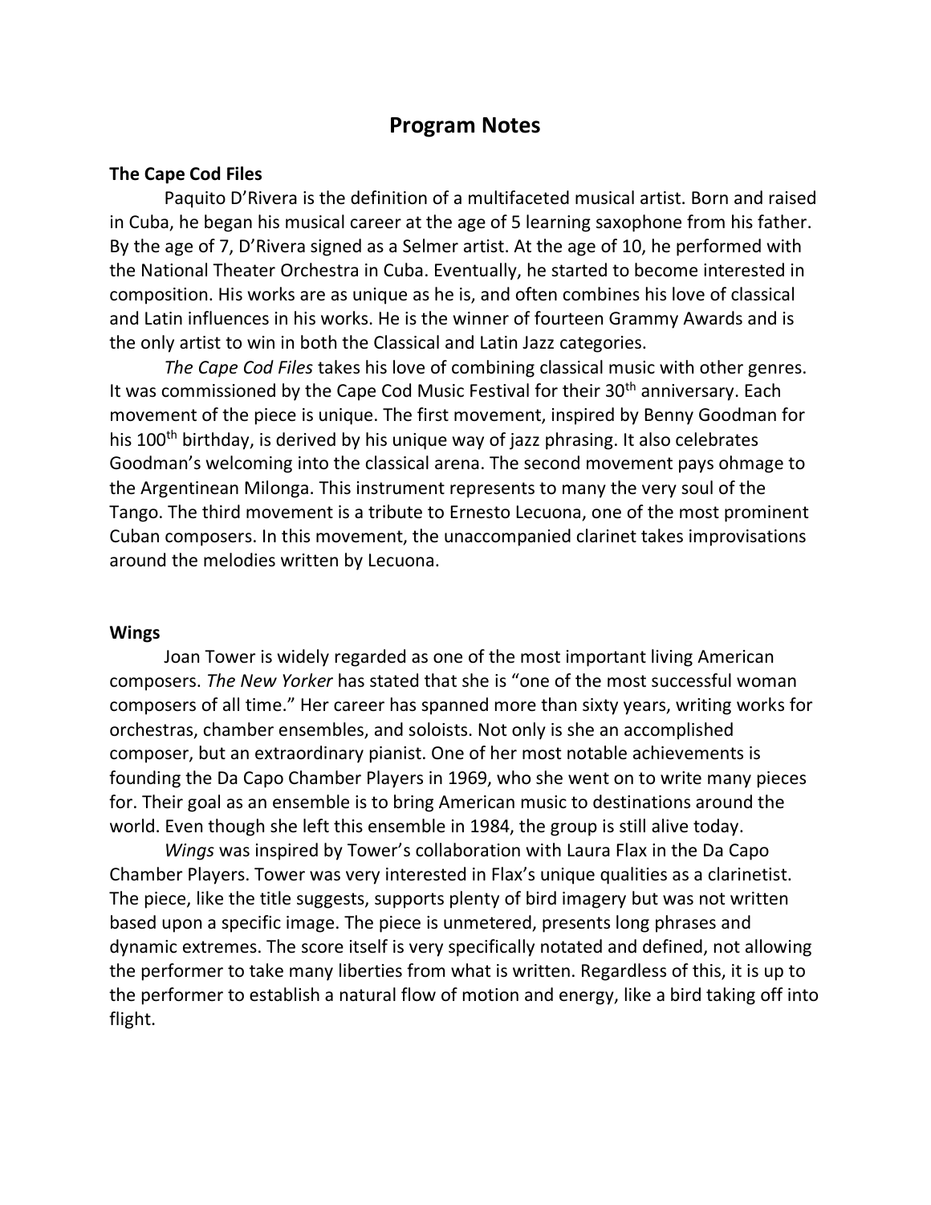# Program Notes

### The Cape Cod Files

Paquito D'Rivera is the definition of a multifaceted musical artist. Born and raised in Cuba, he began his musical career at the age of 5 learning saxophone from his father. By the age of 7, D'Rivera signed as a Selmer artist. At the age of 10, he performed with the National Theater Orchestra in Cuba. Eventually, he started to become interested in composition. His works are as unique as he is, and often combines his love of classical and Latin influences in his works. He is the winner of fourteen Grammy Awards and is the only artist to win in both the Classical and Latin Jazz categories.

*The Cape Cod Files* takes his love of combining classical music with other genres. It was commissioned by the Cape Cod Music Festival for their 30th anniversary. Each movement of the piece is unique. The first movement, inspired by Benny Goodman for his 100th birthday, is derived by his unique way of jazz phrasing. It also celebrates Goodman's welcoming into the classical arena. The second movement pays ohmage to the Argentinean Milonga. This instrument represents to many the very soul of the Tango. The third movement is a tribute to Ernesto Lecuona, one of the most prominent Cuban composers. In this movement, the unaccompanied clarinet takes improvisations around the melodies written by Lecuona.

### Wings

Joan Tower is widely regarded as one of the most important living American composers. *The New Yorker* has stated that she is "one of the most successful woman composers of all time." Her career has spanned more than sixty years, writing works for orchestras, chamber ensembles, and soloists. Not only is she an accomplished composer, but an extraordinary pianist. One of her most notable achievements is founding the Da Capo Chamber Players in 1969, who she went on to write many pieces for. Their goal as an ensemble is to bring American music to destinations around the world. Even though she left this ensemble in 1984, the group is still alive today.

*Wings* was inspired by Tower's collaboration with Laura Flax in the Da Capo Chamber Players. Tower was very interested in Flax's unique qualities as a clarinetist. The piece, like the title suggests, supports plenty of bird imagery but was not written based upon a specific image. The piece is unmetered, presents long phrases and dynamic extremes. The score itself is very specifically notated and defined, not allowing the performer to take many liberties from what is written. Regardless of this, it is up to the performer to establish a natural flow of motion and energy, like a bird taking off into flight.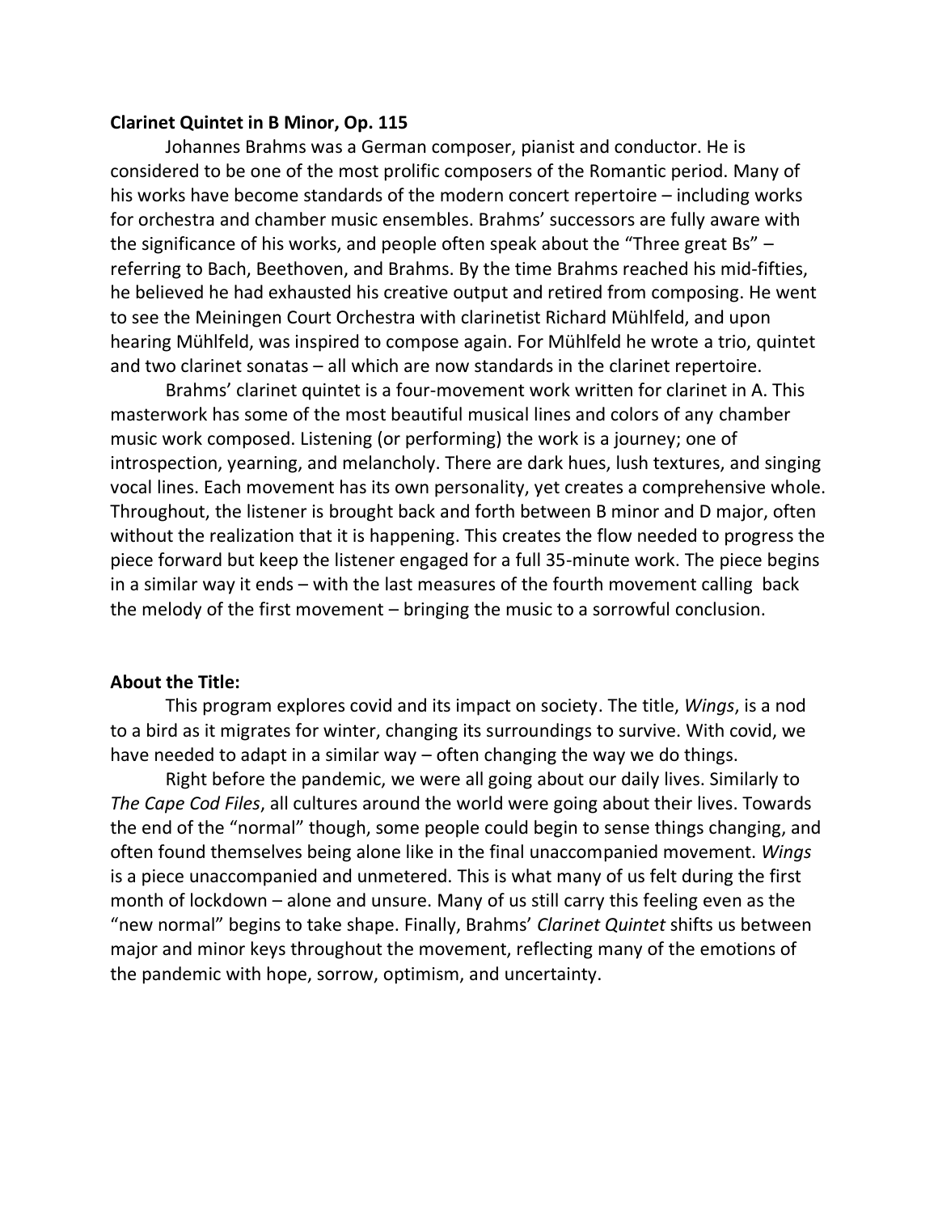**Clarinet Quintet in B Minor, Op. 115**

Johannes Brahms was a German composer, pianist and conductor. He is considered to be one of the most prolific composers of the Romantic period. Many of his works have become standards of the modern concert repertoire – including works for orchestra and chamber music ensembles. Brahms' successors are fully aware with the significance of his works, and people often speak about the "Three great Bs" – referring to Bach, Beethoven, and Brahms. By the time Brahms reached his mid-fifties, he believed he had exhausted his creative output and retired from composing. He went to see the Meiningen Court Orchestra with clarinetist Richard Mühlfeld, and upon hearing Mühlfeld, was inspired to compose again. For Mühlfeld he wrote a trio, quintet and two clarinet sonatas – all which are now standards in the clarinet repertoire.

Brahms' clarinet quintet is a four-movement work written for clarinet in A. This masterwork has some of the most beautiful musical lines and colors of any chamber music work composed. Listening (or performing) the work is a journey; one of introspection, yearning, and melancholy. There are dark hues, lush textures, and singing vocal lines. Each movement has its own personality, yet creates a comprehensive whole. Throughout, the listener is brought back and forth between B minor and D major, often without the realization that it is happening. This creates the flow needed to progress the piece forward but keep the listener engaged for a full 35-minute work. The piece begins in a similar way it ends – with the last measures of the fourth movement calling back the melody of the first movement – bringing the music to a sorrowful conclusion.

**About the Title:**

This program explores covid and its impact on society. The title, *Wings*, is a nod to a bird as it migrates for winter, changing its surroundings to survive. With covid, we have needed to adapt in a similar way – often changing the way we do things.

Right before the pandemic, we were all going about our daily lives. Similarly to *The Cape Cod Files*, all cultures around the world were going about their lives. Towards the end of the "normal" though, some people could begin to sense things changing, and often found themselves being alone like in the final unaccompanied movement. *Wings* is a piece unaccompanied and unmetered. This is what many of us felt during the first month of lockdown – alone and unsure. Many of us still carry this feeling even as the "new normal" begins to take shape. Finally, Brahms' *Clarinet Quintet* shifts us between major and minor keys throughout the movement, reflecting many of the emotions of the pandemic with hope, sorrow, optimism, and uncertainty.